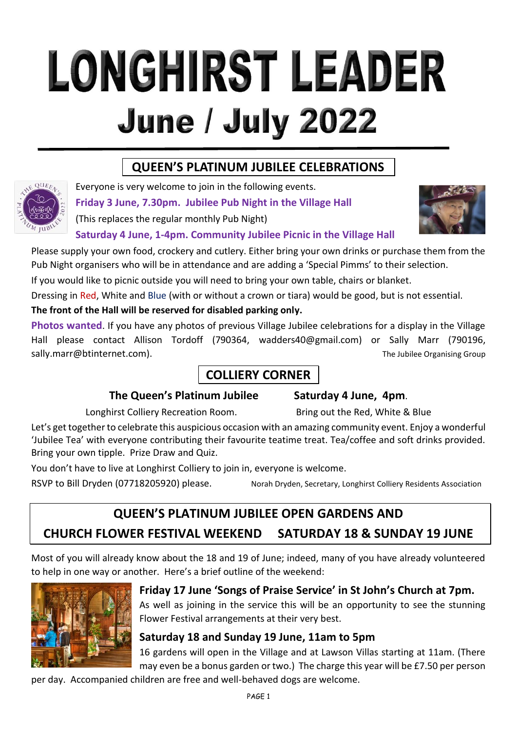# LONGHIRST LEADER

## June / July 2022

## QUEEN'S PLATINUM JUBILEE CELEBRATIONS

Everyone is very welcome to join in the following events.

**Friday 3 June, 7.30pm. Jubilee Pub Night in the Village Hall**

(This replaces the regular monthly Pub Night)

**Saturday 4 June, 1-4pm. Community Jubilee Picnic in the Village Hall**

Please supply your own food, crockery and cutlery. Either bring your own drinks or purchase them from the Pub Night organisers who will be in attendance and are adding a 'Special Pimms' to their selection.

If you would like to picnic outside you will need to bring your own table, chairs or blanket.

Dressing in Red, White and Blue (with or without a crown or tiara) would be good, but is not essential.

**The front of the Hall will be reserved for disabled parking only.**

**Photos wanted**. If you have any photos of previous Village Jubilee celebrations for a display in the Village Hall please contact Allison Tordoff (790364, wadders40@gmail.com) or Sally Marr (790196, sally.marr@btinternet.com).

The Jubilee Organising Group

## COLLIERY CORNER

**The Queen's Platinum Jubilee** **Saturday 4 June, 4pm**.

Longhirst Colliery Recreation Room. Bring out the Red, White & Blue

Let's get together to celebrate this auspicious occasion with an amazing community event. Enjoy a wonderful 'Jubilee Tea' with everyone contributing their favourite teatime treat. Tea/coffee and soft drinks provided. Bring your own tipple. Prize Draw and Quiz.

You don't have to live at Longhirst Colliery to join in, everyone is welcome.

RSVP to Bill Dryden (07718205920) please.

Norah Dryden, Secretary, Longhirst Colliery Residents Association

## QUEEN'S PLATINUM JUBILEE OPEN GARDENS AND CHURCH FLOWER FESTIVAL WEEKEND SATURDAY 18 & SUNDAY 19 JUNE

Most of you will already know about the 18 and 19 of June; indeed, many of you have already volunteered to help in one way or another. Here's a brief outline of the weekend:

### Friday 17 June 'Songs of Praise Service' in St John's Church at 7pm.

As well as joining in the service this will be an opportunity to see the stunning Flower Festival arrangements at their very best.

### Saturday 18 and Sunday 19 June, 11am to 5pm

16 gardens will open in the Village and at Lawson Villas starting at 11am. (There may even be a bonus garden or two.) The charge this year will be £7.50 per person per day. Accompanied children are free and well-behaved dogs are welcome.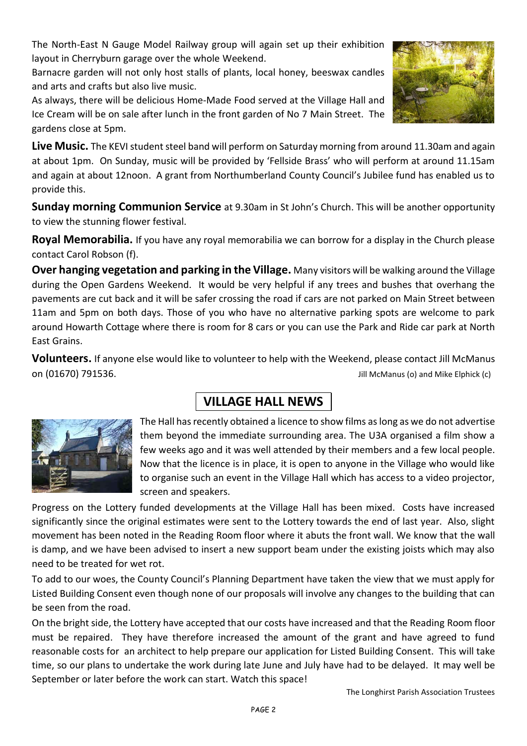The North-East N Gauge Model Railway group will again set up their exhibition layout in Cherryburn garage over the whole Weekend.
Barnacre garden will not only host stalls of plants, local honey, beeswax candles and arts and crafts but also live music.
As always, there will be delicious Home-Made Food served at the Village Hall and Ice Cream will be on sale after lunch in the front garden of No 7 Main Street. The gardens close at 5pm.

**Live Music.** The KEVI student steel band will perform on Saturday morning from around 11.30am and again at about 1pm. On Sunday, music will be provided by 'Fellside Brass' who will perform at around 11.15am and again at about 12noon. A grant from Northumberland County Council's Jubilee fund has enabled us to provide this.

**Sunday morning Communion Service** at 9.30am in St John's Church. This will be another opportunity to view the stunning flower festival.

**Royal Memorabilia.** If you have any royal memorabilia we can borrow for a display in the Church please contact Carol Robson (f).

**Over hanging vegetation and parking in the Village.** Many visitors will be walking around the Village during the Open Gardens Weekend. It would be very helpful if any trees and bushes that overhang the pavements are cut back and it will be safer crossing the road if cars are not parked on Main Street between 11am and 5pm on both days. Those of you who have no alternative parking spots are welcome to park around Howarth Cottage where there is room for 8 cars or you can use the Park and Ride car park at North East Grains.

**Volunteers.** If anyone else would like to volunteer to help with the Weekend, please contact Jill McManus on (01670) 791536.

Jill McManus (o) and Mike Elphick (c)

## VILLAGE HALL NEWS

The Hall has recently obtained a licence to show films as long as we do not advertise them beyond the immediate surrounding area. The U3A organised a film show a few weeks ago and it was well attended by their members and a few local people. Now that the licence is in place, it is open to anyone in the Village who would like to organise such an event in the Village Hall which has access to a video projector, screen and speakers.

Progress on the Lottery funded developments at the Village Hall has been mixed. Costs have increased significantly since the original estimates were sent to the Lottery towards the end of last year. Also, slight movement has been noted in the Reading Room floor where it abuts the front wall. We know that the wall is damp, and we have been advised to insert a new support beam under the existing joists which may also need to be treated for wet rot.

To add to our woes, the County Council's Planning Department have taken the view that we must apply for Listed Building Consent even though none of our proposals will involve any changes to the building that can be seen from the road.

On the bright side, the Lottery have accepted that our costs have increased and that the Reading Room floor must be repaired. They have therefore increased the amount of the grant and have agreed to fund reasonable costs for an architect to help prepare our application for Listed Building Consent. This will take time, so our plans to undertake the work during late June and July have had to be delayed. It may well be September or later before the work can start. Watch this space!

The Longhirst Parish Association Trustees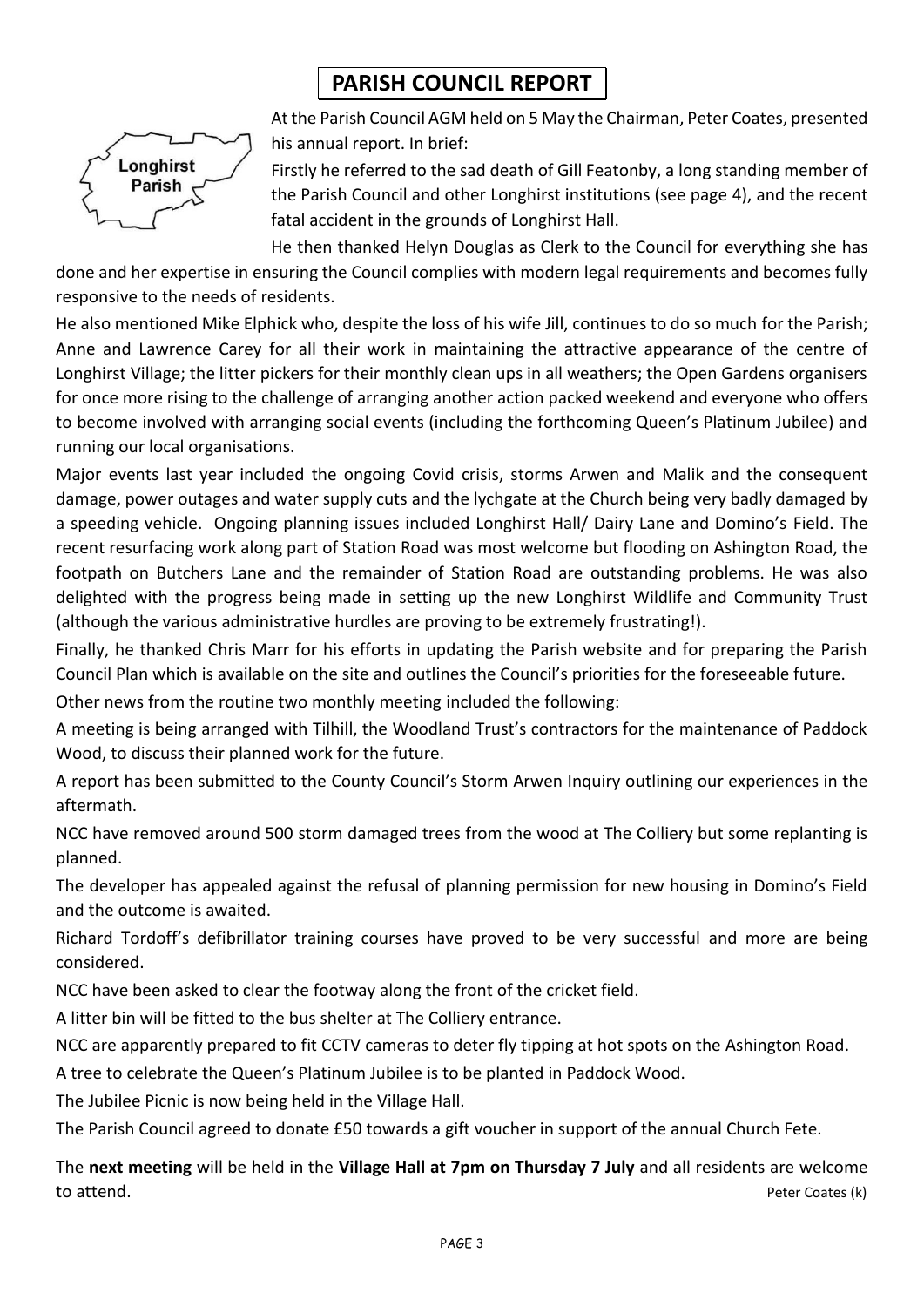# PARISH COUNCIL REPORT

Longhirst Parish

At the Parish Council AGM held on 5 May the Chairman, Peter Coates, presented his annual report. In brief:

Firstly he referred to the sad death of Gill Featonby, a long standing member of the Parish Council and other Longhirst institutions (see page 4), and the recent fatal accident in the grounds of Longhirst Hall.

He then thanked Helyn Douglas as Clerk to the Council for everything she has done and her expertise in ensuring the Council complies with modern legal requirements and becomes fully responsive to the needs of residents.

He also mentioned Mike Elphick who, despite the loss of his wife Jill, continues to do so much for the Parish; Anne and Lawrence Carey for all their work in maintaining the attractive appearance of the centre of Longhirst Village; the litter pickers for their monthly clean ups in all weathers; the Open Gardens organisers for once more rising to the challenge of arranging another action packed weekend and everyone who offers to become involved with arranging social events (including the forthcoming Queen's Platinum Jubilee) and running our local organisations.

Major events last year included the ongoing Covid crisis, storms Arwen and Malik and the consequent damage, power outages and water supply cuts and the lychgate at the Church being very badly damaged by a speeding vehicle. Ongoing planning issues included Longhirst Hall/ Dairy Lane and Domino's Field. The recent resurfacing work along part of Station Road was most welcome but flooding on Ashington Road, the footpath on Butchers Lane and the remainder of Station Road are outstanding problems. He was also delighted with the progress being made in setting up the new Longhirst Wildlife and Community Trust (although the various administrative hurdles are proving to be extremely frustrating!).

Finally, he thanked Chris Marr for his efforts in updating the Parish website and for preparing the Parish Council Plan which is available on the site and outlines the Council's priorities for the foreseeable future.

Other news from the routine two monthly meeting included the following:

A meeting is being arranged with Tilhill, the Woodland Trust's contractors for the maintenance of Paddock Wood, to discuss their planned work for the future.

A report has been submitted to the County Council's Storm Arwen Inquiry outlining our experiences in the aftermath.

NCC have removed around 500 storm damaged trees from the wood at The Colliery but some replanting is planned.

The developer has appealed against the refusal of planning permission for new housing in Domino's Field and the outcome is awaited.

Richard Tordoff's defibrillator training courses have proved to be very successful and more are being considered.

NCC have been asked to clear the footway along the front of the cricket field.

A litter bin will be fitted to the bus shelter at The Colliery entrance.

NCC are apparently prepared to fit CCTV cameras to deter fly tipping at hot spots on the Ashington Road.

A tree to celebrate the Queen's Platinum Jubilee is to be planted in Paddock Wood.

The Jubilee Picnic is now being held in the Village Hall.

The Parish Council agreed to donate £50 towards a gift voucher in support of the annual Church Fete.

The **next meeting** will be held in the **Village Hall at 7pm on Thursday 7 July** and all residents are welcome to attend.

Peter Coates (k)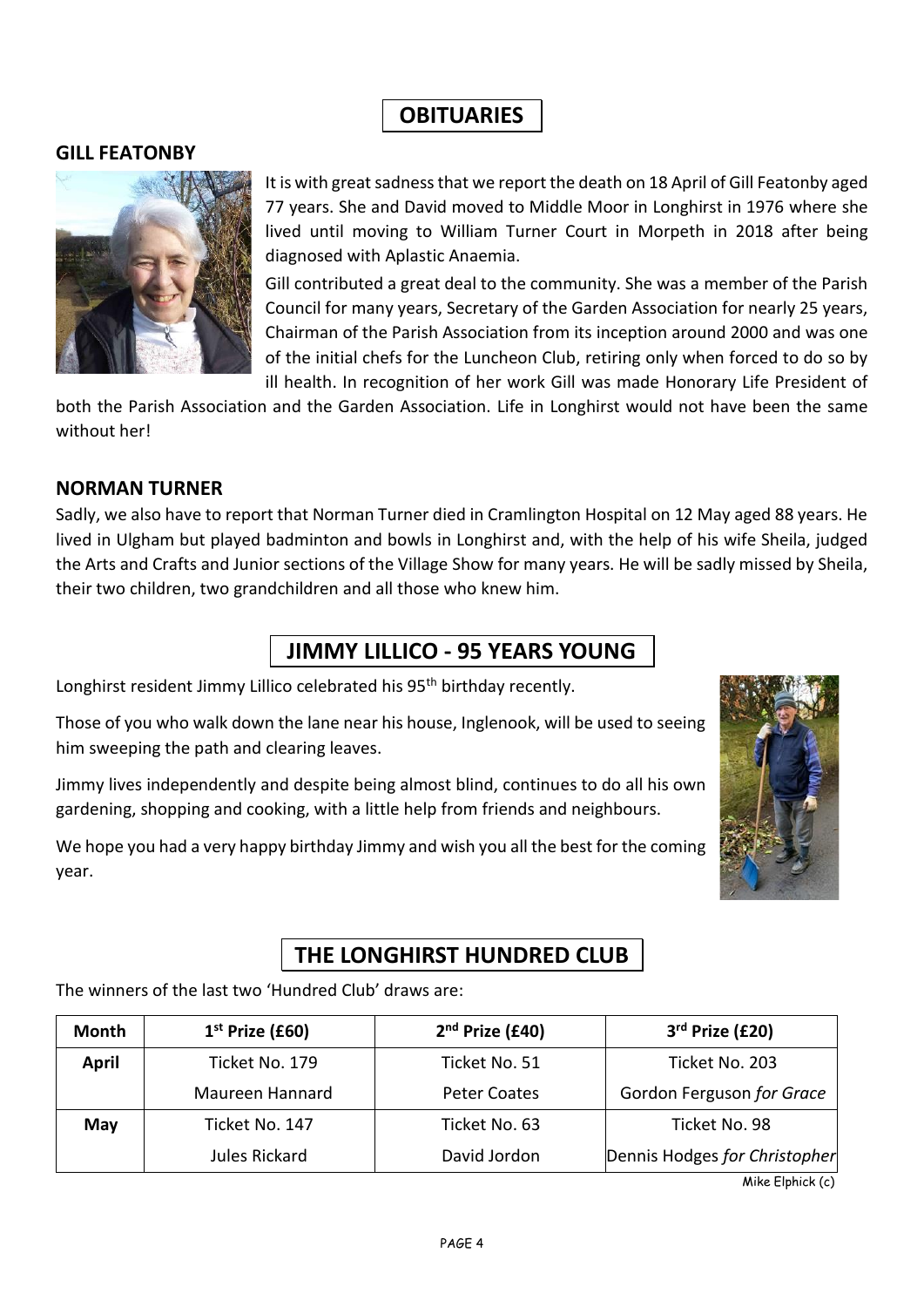# OBITUARIES

## GILL FEATONBY

It is with great sadness that we report the death on 18 April of Gill Featonby aged 77 years. She and David moved to Middle Moor in Longhirst in 1976 where she lived until moving to William Turner Court in Morpeth in 2018 after being diagnosed with Aplastic Anaemia.

Gill contributed a great deal to the community. She was a member of the Parish Council for many years, Secretary of the Garden Association for nearly 25 years, Chairman of the Parish Association from its inception around 2000 and was one of the initial chefs for the Luncheon Club, retiring only when forced to do so by ill health. In recognition of her work Gill was made Honorary Life President of both the Parish Association and the Garden Association. Life in Longhirst would not have been the same without her!

## NORMAN TURNER

Sadly, we also have to report that Norman Turner died in Cramlington Hospital on 12 May aged 88 years. He lived in Ulgham but played badminton and bowls in Longhirst and, with the help of his wife Sheila, judged the Arts and Crafts and Junior sections of the Village Show for many years. He will be sadly missed by Sheila, their two children, two grandchildren and all those who knew him.

# JIMMY LILLICO - 95 YEARS YOUNG

Longhirst resident Jimmy Lillico celebrated his 95th birthday recently.

Those of you who walk down the lane near his house, Inglenook, will be used to seeing him sweeping the path and clearing leaves.

Jimmy lives independently and despite being almost blind, continues to do all his own gardening, shopping and cooking, with a little help from friends and neighbours.

We hope you had a very happy birthday Jimmy and wish you all the best for the coming year.

# THE LONGHIRST HUNDRED CLUB

The winners of the last two 'Hundred Club' draws are:

| Month | 1st Prize (£60) | 2nd Prize (£40) | 3rd Prize (£20) |
|---|---|---|---|
| April | Ticket No. 179 | Ticket No. 51 | Ticket No. 203 |
| | Maureen Hannard | Peter Coates | Gordon Ferguson *for Grace* |
| May | Ticket No. 147 | Ticket No. 63 | Ticket No. 98 |
| | Jules Rickard | David Jordon | Dennis Hodges *for Christopher* |

Mike Elphick (c)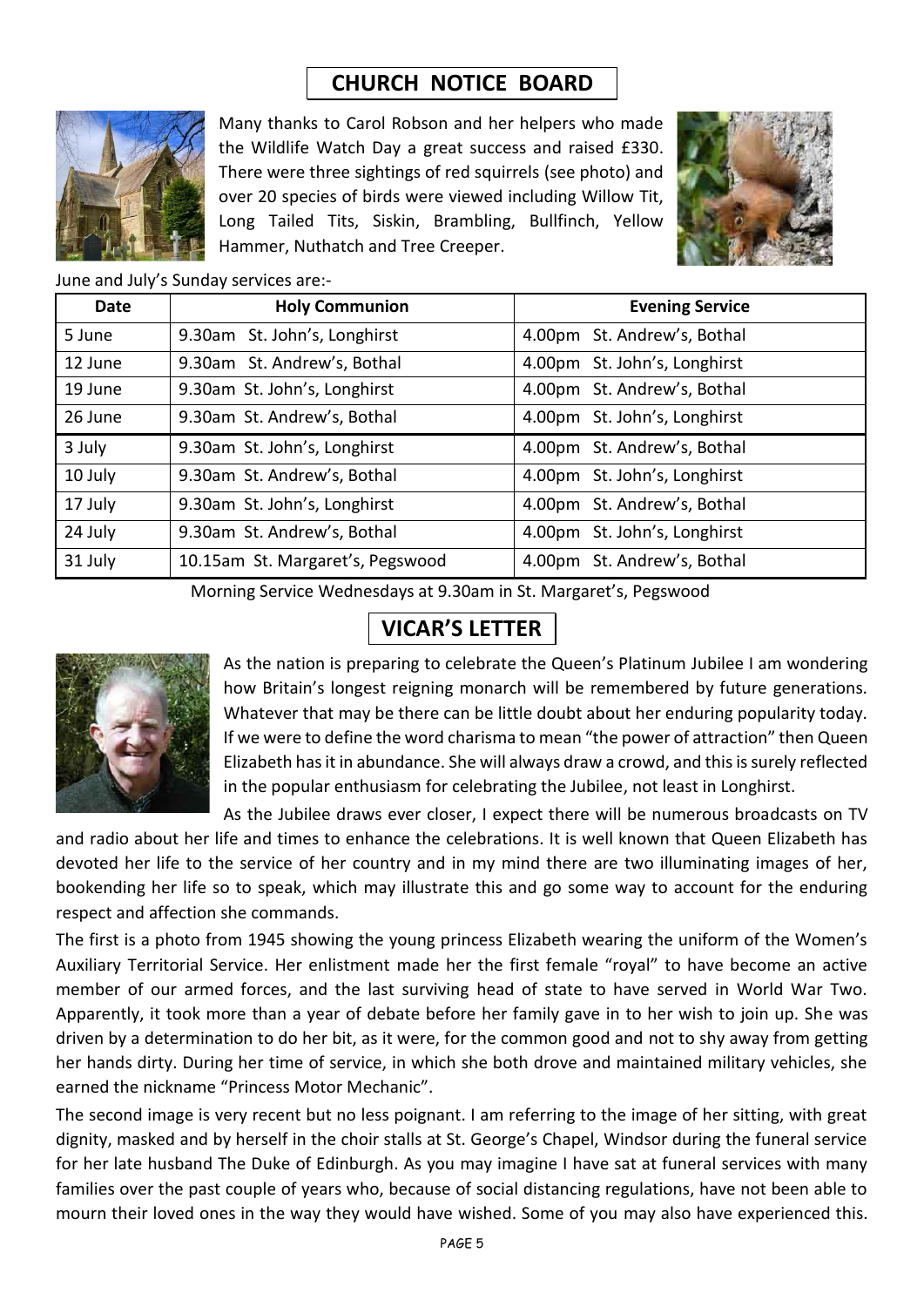## CHURCH NOTICE BOARD

Many thanks to Carol Robson and her helpers who made the Wildlife Watch Day a great success and raised £330. There were three sightings of red squirrels (see photo) and over 20 species of birds were viewed including Willow Tit, Long Tailed Tits, Siskin, Brambling, Bullfinch, Yellow Hammer, Nuthatch and Tree Creeper.

June and July's Sunday services are:-

| Date | Holy Communion | Evening Service |
|---|---|---|
| 5 June | 9.30am St. John's, Longhirst | 4.00pm St. Andrew's, Bothal |
| 12 June | 9.30am St. Andrew's, Bothal | 4.00pm St. John's, Longhirst |
| 19 June | 9.30am St. John's, Longhirst | 4.00pm St. Andrew's, Bothal |
| 26 June | 9.30am St. Andrew's, Bothal | 4.00pm St. John's, Longhirst |
| 3 July | 9.30am St. John's, Longhirst | 4.00pm St. Andrew's, Bothal |
| 10 July | 9.30am St. Andrew's, Bothal | 4.00pm St. John's, Longhirst |
| 17 July | 9.30am St. John's, Longhirst | 4.00pm St. Andrew's, Bothal |
| 24 July | 9.30am St. Andrew's, Bothal | 4.00pm St. John's, Longhirst |
| 31 July | 10.15am St. Margaret's, Pegswood | 4.00pm St. Andrew's, Bothal |

Morning Service Wednesdays at 9.30am in St. Margaret's, Pegswood

## VICAR'S LETTER

As the nation is preparing to celebrate the Queen's Platinum Jubilee I am wondering how Britain's longest reigning monarch will be remembered by future generations. Whatever that may be there can be little doubt about her enduring popularity today. If we were to define the word charisma to mean "the power of attraction" then Queen Elizabeth has it in abundance. She will always draw a crowd, and this is surely reflected in the popular enthusiasm for celebrating the Jubilee, not least in Longhirst.

As the Jubilee draws ever closer, I expect there will be numerous broadcasts on TV and radio about her life and times to enhance the celebrations. It is well known that Queen Elizabeth has devoted her life to the service of her country and in my mind there are two illuminating images of her, bookending her life so to speak, which may illustrate this and go some way to account for the enduring respect and affection she commands.

The first is a photo from 1945 showing the young princess Elizabeth wearing the uniform of the Women's Auxiliary Territorial Service. Her enlistment made her the first female "royal" to have become an active member of our armed forces, and the last surviving head of state to have served in World War Two. Apparently, it took more than a year of debate before her family gave in to her wish to join up. She was driven by a determination to do her bit, as it were, for the common good and not to shy away from getting her hands dirty. During her time of service, in which she both drove and maintained military vehicles, she earned the nickname "Princess Motor Mechanic".

The second image is very recent but no less poignant. I am referring to the image of her sitting, with great dignity, masked and by herself in the choir stalls at St. George's Chapel, Windsor during the funeral service for her late husband The Duke of Edinburgh. As you may imagine I have sat at funeral services with many families over the past couple of years who, because of social distancing regulations, have not been able to mourn their loved ones in the way they would have wished. Some of you may also have experienced this.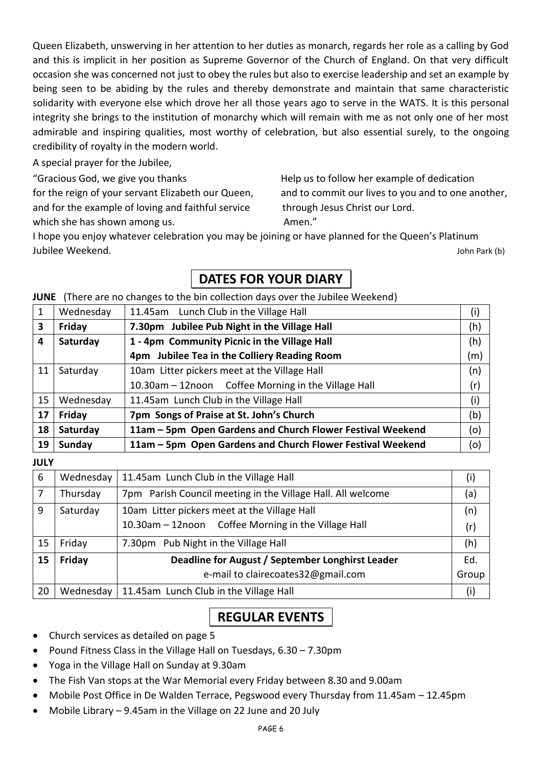Queen Elizabeth, unswerving in her attention to her duties as monarch, regards her role as a calling by God and this is implicit in her position as Supreme Governor of the Church of England. On that very difficult occasion she was concerned not just to obey the rules but also to exercise leadership and set an example by being seen to be abiding by the rules and thereby demonstrate and maintain that same characteristic solidarity with everyone else which drove her all those years ago to serve in the WATS. It is this personal integrity she brings to the institution of monarchy which will remain with me as not only one of her most admirable and inspiring qualities, most worthy of celebration, but also essential surely, to the ongoing credibility of royalty in the modern world.

A special prayer for the Jubilee,

"Gracious God, we give you thanks
for the reign of your servant Elizabeth our Queen,
and for the example of loving and faithful service
which she has shown among us.
Help us to follow her example of dedication
and to commit our lives to you and to one another,
through Jesus Christ our Lord.
Amen."

I hope you enjoy whatever celebration you may be joining or have planned for the Queen's Platinum Jubilee Weekend.

John Park (b)

## DATES FOR YOUR DIARY

**JUNE** (There are no changes to the bin collection days over the Jubilee Weekend)

| | | | |
|---|---|---|---|
| 1 | Wednesday | 11.45am Lunch Club in the Village Hall | (i) |
| **3** | **Friday** | **7.30pm Jubilee Pub Night in the Village Hall** | (h) |
| **4** | **Saturday** | **1 - 4pm Community Picnic in the Village Hall** | (h) |
| | | **4pm Jubilee Tea in the Colliery Reading Room** | (m) |
| 11 | Saturday | 10am Litter pickers meet at the Village Hall | (n) |
| | | 10.30am – 12noon Coffee Morning in the Village Hall | (r) |
| 15 | Wednesday | 11.45am Lunch Club in the Village Hall | (i) |
| **17** | **Friday** | **7pm Songs of Praise at St. John's Church** | (b) |
| **18** | **Saturday** | **11am – 5pm Open Gardens and Church Flower Festival Weekend** | (o) |
| **19** | **Sunday** | **11am – 5pm Open Gardens and Church Flower Festival Weekend** | (o) |

**JULY**

| | | | |
|---|---|---|---|
| 6 | Wednesday | 11.45am Lunch Club in the Village Hall | (i) |
| 7 | Thursday | 7pm Parish Council meeting in the Village Hall. All welcome | (a) |
| 9 | Saturday | 10am Litter pickers meet at the Village Hall | (n) |
| | | 10.30am – 12noon Coffee Morning in the Village Hall | (r) |
| 15 | Friday | 7.30pm Pub Night in the Village Hall | (h) |
| **15** | **Friday** | **Deadline for August / September Longhirst Leader** e-mail to clairecoates32@gmail.com | Ed. Group |
| 20 | Wednesday | 11.45am Lunch Club in the Village Hall | (i) |

## REGULAR EVENTS

- Church services as detailed on page 5
- Pound Fitness Class in the Village Hall on Tuesdays, 6.30 – 7.30pm
- Yoga in the Village Hall on Sunday at 9.30am
- The Fish Van stops at the War Memorial every Friday between 8.30 and 9.00am
- Mobile Post Office in De Walden Terrace, Pegswood every Thursday from 11.45am – 12.45pm
- Mobile Library – 9.45am in the Village on 22 June and 20 July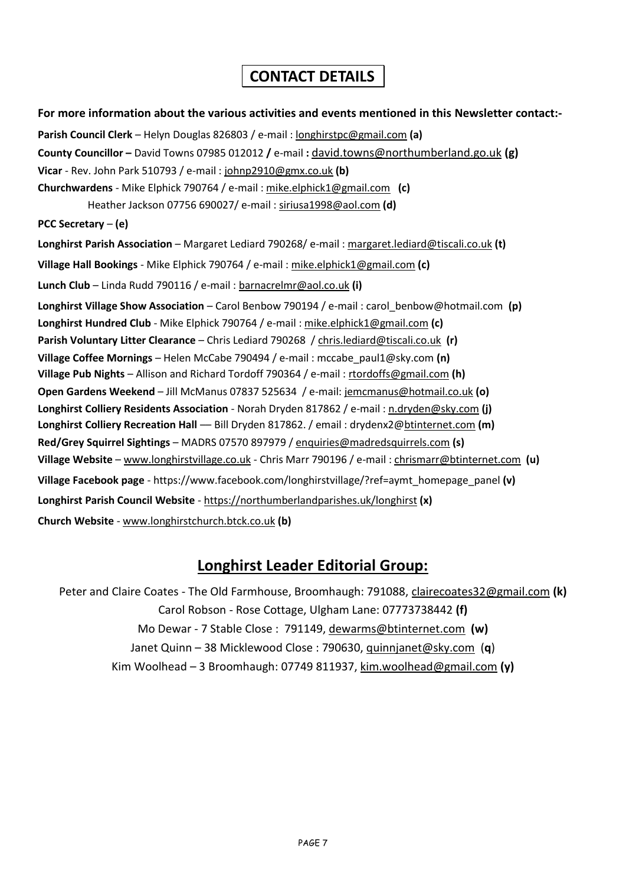# CONTACT DETAILS

**For more information about the various activities and events mentioned in this Newsletter contact:-**

**Parish Council Clerk** – Helyn Douglas 826803 / e-mail : longhirstpc@gmail.com **(a)**

**County Councillor –** David Towns 07985 012012 **/** e-mail **:** david.towns@northumberland.go.uk **(g)**

**Vicar** - Rev. John Park 510793 / e-mail : johnp2910@gmx.co.uk **(b)**

**Churchwardens** - Mike Elphick 790764 / e-mail : mike.elphick1@gmail.com **(c)**

Heather Jackson 07756 690027/ e-mail : siriusa1998@aol.com **(d)**

**PCC Secretary** – **(e)**

**Longhirst Parish Association** – Margaret Lediard 790268/ e-mail : margaret.lediard@tiscali.co.uk **(t)**

**Village Hall Bookings** - Mike Elphick 790764 / e-mail : mike.elphick1@gmail.com **(c)**

**Lunch Club** – Linda Rudd 790116 / e-mail : barnacrelmr@aol.co.uk **(i)**

**Longhirst Village Show Association** – Carol Benbow 790194 / e-mail : carol_benbow@hotmail.com **(p)**

**Longhirst Hundred Club** - Mike Elphick 790764 / e-mail : mike.elphick1@gmail.com **(c)**

**Parish Voluntary Litter Clearance** – Chris Lediard 790268 / chris.lediard@tiscali.co.uk **(r)**

**Village Coffee Mornings** – Helen McCabe 790494 / e-mail : mccabe_paul1@sky.com **(n)**

**Village Pub Nights** – Allison and Richard Tordoff 790364 / e-mail : rtordoffs@gmail.com **(h)**

**Open Gardens Weekend** – Jill McManus 07837 525634 / e-mail: jemcmanus@hotmail.co.uk **(o)**

**Longhirst Colliery Residents Association** - Norah Dryden 817862 / e-mail : n.dryden@sky.com **(j)**

**Longhirst Colliery Recreation Hall** –– Bill Dryden 817862. / email : drydenx2@btinternet.com **(m)**

**Red/Grey Squirrel Sightings** – MADRS 07570 897979 / enquiries@madredsquirrels.com **(s)**

**Village Website** – www.longhirstvillage.co.uk - Chris Marr 790196 / e-mail : chrismarr@btinternet.com **(u)**

**Village Facebook page** - https://www.facebook.com/longhirstvillage/?ref=aymt_homepage_panel **(v)**

**Longhirst Parish Council Website** - https://northumberlandparishes.uk/longhirst **(x)**

**Church Website** - www.longhirstchurch.btck.co.uk **(b)**

## Longhirst Leader Editorial Group:

Peter and Claire Coates - The Old Farmhouse, Broomhaugh: 791088, clairecoates32@gmail.com **(k)**

Carol Robson - Rose Cottage, Ulgham Lane: 07773738442 **(f)**

Mo Dewar - 7 Stable Close : 791149, dewarms@btinternet.com **(w)**

Janet Quinn – 38 Micklewood Close : 790630, quinnjanet@sky.com (**q**)

Kim Woolhead – 3 Broomhaugh: 07749 811937, kim.woolhead@gmail.com **(y)**